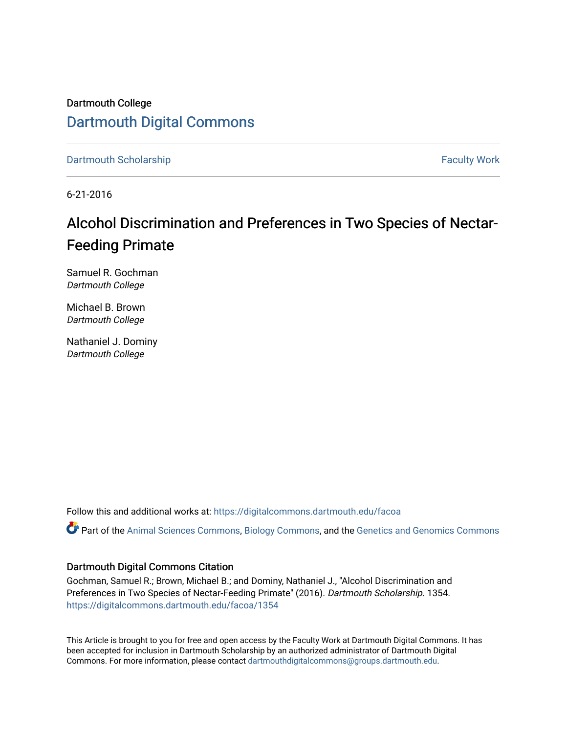Dartmouth College

# Dartmouth Digital Commons

Dartmouth Scholarship | Faculty Work

6-21-2016

## Alcohol Discrimination and Preferences in Two Species of Nectar-Feeding Primate

Samuel R. Gochman
*Dartmouth College*

Michael B. Brown
*Dartmouth College*

Nathaniel J. Dominy
*Dartmouth College*

Follow this and additional works at: https://digitalcommons.dartmouth.edu/facoa

Part of the Animal Sciences Commons, Biology Commons, and the Genetics and Genomics Commons

### Dartmouth Digital Commons Citation

Gochman, Samuel R.; Brown, Michael B.; and Dominy, Nathaniel J., "Alcohol Discrimination and Preferences in Two Species of Nectar-Feeding Primate" (2016). *Dartmouth Scholarship*. 1354.
https://digitalcommons.dartmouth.edu/facoa/1354

This Article is brought to you for free and open access by the Faculty Work at Dartmouth Digital Commons. It has been accepted for inclusion in Dartmouth Scholarship by an authorized administrator of Dartmouth Digital Commons. For more information, please contact dartmouthdigitalcommons@groups.dartmouth.edu.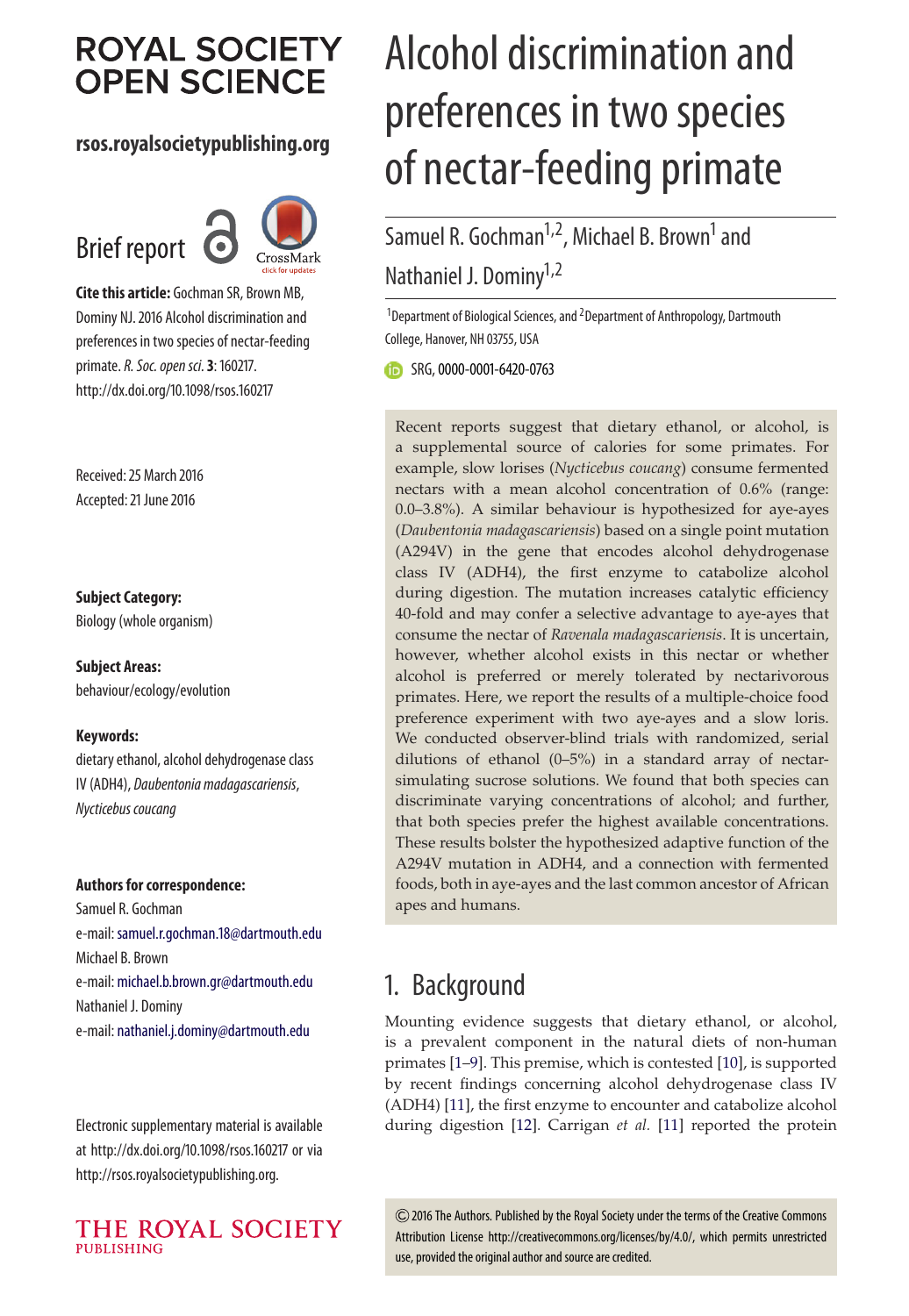# Alcohol discrimination and preferences in two species of nectar-feeding primate

Samuel R. Gochman[1,2], Michael B. Brown[1] and Nathaniel J. Dominy[1,2]

[1]Department of Biological Sciences, and [2]Department of Anthropology, Dartmouth College, Hanover, NH 03755, USA

SRG, 0000-0001-6420-0763

**Cite this article:** Gochman SR, Brown MB, Dominy NJ. 2016 Alcohol discrimination and preferences in two species of nectar-feeding primate. *R. Soc. open sci.* **3**: 160217. http://dx.doi.org/10.1098/rsos.160217

Received: 25 March 2016
Accepted: 21 June 2016

**Subject Category:**
Biology (whole organism)

**Subject Areas:**
behaviour/ecology/evolution

**Keywords:**
dietary ethanol, alcohol dehydrogenase class IV (ADH4), *Daubentonia madagascariensis*, *Nycticebus coucang*

**Authors for correspondence:**
Samuel R. Gochman
e-mail: samuel.r.gochman.18@dartmouth.edu
Michael B. Brown
e-mail: michael.b.brown.gr@dartmouth.edu
Nathaniel J. Dominy
e-mail: nathaniel.j.dominy@dartmouth.edu

Electronic supplementary material is available at http://dx.doi.org/10.1098/rsos.160217 or via http://rsos.royalsocietypublishing.org.

Recent reports suggest that dietary ethanol, or alcohol, is a supplemental source of calories for some primates. For example, slow lorises (*Nycticebus coucang*) consume fermented nectars with a mean alcohol concentration of 0.6% (range: 0.0–3.8%). A similar behaviour is hypothesized for aye-ayes (*Daubentonia madagascariensis*) based on a single point mutation (A294V) in the gene that encodes alcohol dehydrogenase class IV (ADH4), the first enzyme to catabolize alcohol during digestion. The mutation increases catalytic efficiency 40-fold and may confer a selective advantage to aye-ayes that consume the nectar of *Ravenala madagascariensis*. It is uncertain, however, whether alcohol exists in this nectar or whether alcohol is preferred or merely tolerated by nectarivorous primates. Here, we report the results of a multiple-choice food preference experiment with two aye-ayes and a slow loris. We conducted observer-blind trials with randomized, serial dilutions of ethanol (0–5%) in a standard array of nectar-simulating sucrose solutions. We found that both species can discriminate varying concentrations of alcohol; and further, that both species prefer the highest available concentrations. These results bolster the hypothesized adaptive function of the A294V mutation in ADH4, and a connection with fermented foods, both in aye-ayes and the last common ancestor of African apes and humans.

## 1. Background

Mounting evidence suggests that dietary ethanol, or alcohol, is a prevalent component in the natural diets of non-human primates [1–9]. This premise, which is contested [10], is supported by recent findings concerning alcohol dehydrogenase class IV (ADH4) [11], the first enzyme to encounter and catabolize alcohol during digestion [12]. Carrigan *et al.* [11] reported the protein

© 2016 The Authors. Published by the Royal Society under the terms of the Creative Commons Attribution License http://creativecommons.org/licenses/by/4.0/, which permits unrestricted use, provided the original author and source are credited.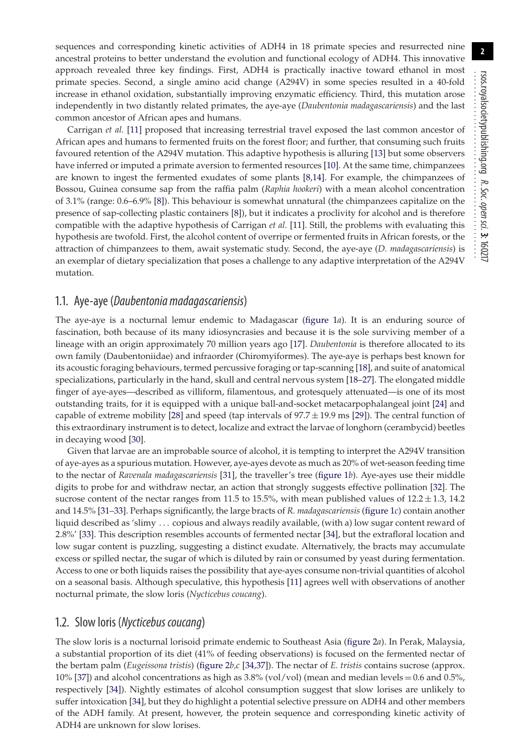sequences and corresponding kinetic activities of ADH4 in 18 primate species and resurrected nine ancestral proteins to better understand the evolution and functional ecology of ADH4. This innovative approach revealed three key findings. First, ADH4 is practically inactive toward ethanol in most primate species. Second, a single amino acid change (A294V) in some species resulted in a 40-fold increase in ethanol oxidation, substantially improving enzymatic efficiency. Third, this mutation arose independently in two distantly related primates, the aye-aye (*Daubentonia madagascariensis*) and the last common ancestor of African apes and humans.

Carrigan *et al.* [11] proposed that increasing terrestrial travel exposed the last common ancestor of African apes and humans to fermented fruits on the forest floor; and further, that consuming such fruits favoured retention of the A294V mutation. This adaptive hypothesis is alluring [13] but some observers have inferred or imputed a primate aversion to fermented resources [10]. At the same time, chimpanzees are known to ingest the fermented exudates of some plants [8,14]. For example, the chimpanzees of Bossou, Guinea consume sap from the raffia palm (*Raphia hookeri*) with a mean alcohol concentration of 3.1% (range: 0.6–6.9% [8]). This behaviour is somewhat unnatural (the chimpanzees capitalize on the presence of sap-collecting plastic containers [8]), but it indicates a proclivity for alcohol and is therefore compatible with the adaptive hypothesis of Carrigan *et al.* [11]. Still, the problems with evaluating this hypothesis are twofold. First, the alcohol content of overripe or fermented fruits in African forests, or the attraction of chimpanzees to them, await systematic study. Second, the aye-aye (*D. madagascariensis*) is an exemplar of dietary specialization that poses a challenge to any adaptive interpretation of the A294V mutation.

## 1.1. Aye-aye (*Daubentonia madagascariensis*)

The aye-aye is a nocturnal lemur endemic to Madagascar (figure 1*a*). It is an enduring source of fascination, both because of its many idiosyncrasies and because it is the sole surviving member of a lineage with an origin approximately 70 million years ago [17]. *Daubentonia* is therefore allocated to its own family (Daubentoniidae) and infraorder (Chiromyiformes). The aye-aye is perhaps best known for its acoustic foraging behaviours, termed percussive foraging or tap-scanning [18], and suite of anatomical specializations, particularly in the hand, skull and central nervous system [18–27]. The elongated middle finger of aye-ayes—described as villiform, filamentous, and grotesquely attenuated—is one of its most outstanding traits, for it is equipped with a unique ball-and-socket metacarpophalangeal joint [24] and capable of extreme mobility [28] and speed (tap intervals of $97.7 \pm 19.9$ ms [29]). The central function of this extraordinary instrument is to detect, localize and extract the larvae of longhorn (cerambycid) beetles in decaying wood [30].

Given that larvae are an improbable source of alcohol, it is tempting to interpret the A294V transition of aye-ayes as a spurious mutation. However, aye-ayes devote as much as 20% of wet-season feeding time to the nectar of *Ravenala madagascariensis* [31], the traveller's tree (figure 1*b*). Aye-ayes use their middle digits to probe for and withdraw nectar, an action that strongly suggests effective pollination [32]. The sucrose content of the nectar ranges from 11.5 to 15.5%, with mean published values of $12.2 \pm 1.3$, 14.2 and 14.5% [31–33]. Perhaps significantly, the large bracts of *R. madagascariensis* (figure 1*c*) contain another liquid described as 'slimy … copious and always readily available, (with a) low sugar content reward of 2.8%' [33]. This description resembles accounts of fermented nectar [34], but the extrafloral location and low sugar content is puzzling, suggesting a distinct exudate. Alternatively, the bracts may accumulate excess or spilled nectar, the sugar of which is diluted by rain or consumed by yeast during fermentation. Access to one or both liquids raises the possibility that aye-ayes consume non-trivial quantities of alcohol on a seasonal basis. Although speculative, this hypothesis [11] agrees well with observations of another nocturnal primate, the slow loris (*Nycticebus coucang*).

## 1.2. Slow loris (*Nycticebus coucang*)

The slow loris is a nocturnal lorisoid primate endemic to Southeast Asia (figure 2*a*). In Perak, Malaysia, a substantial proportion of its diet (41% of feeding observations) is focused on the fermented nectar of the bertam palm (*Eugeissona tristis*) (figure 2*b*,*c* [34,37]). The nectar of *E. tristis* contains sucrose (approx. 10% [37]) and alcohol concentrations as high as 3.8% (vol/vol) (mean and median levels = 0.6 and 0.5%, respectively [34]). Nightly estimates of alcohol consumption suggest that slow lorises are unlikely to suffer intoxication [34], but they do highlight a potential selective pressure on ADH4 and other members of the ADH family. At present, however, the protein sequence and corresponding kinetic activity of ADH4 are unknown for slow lorises.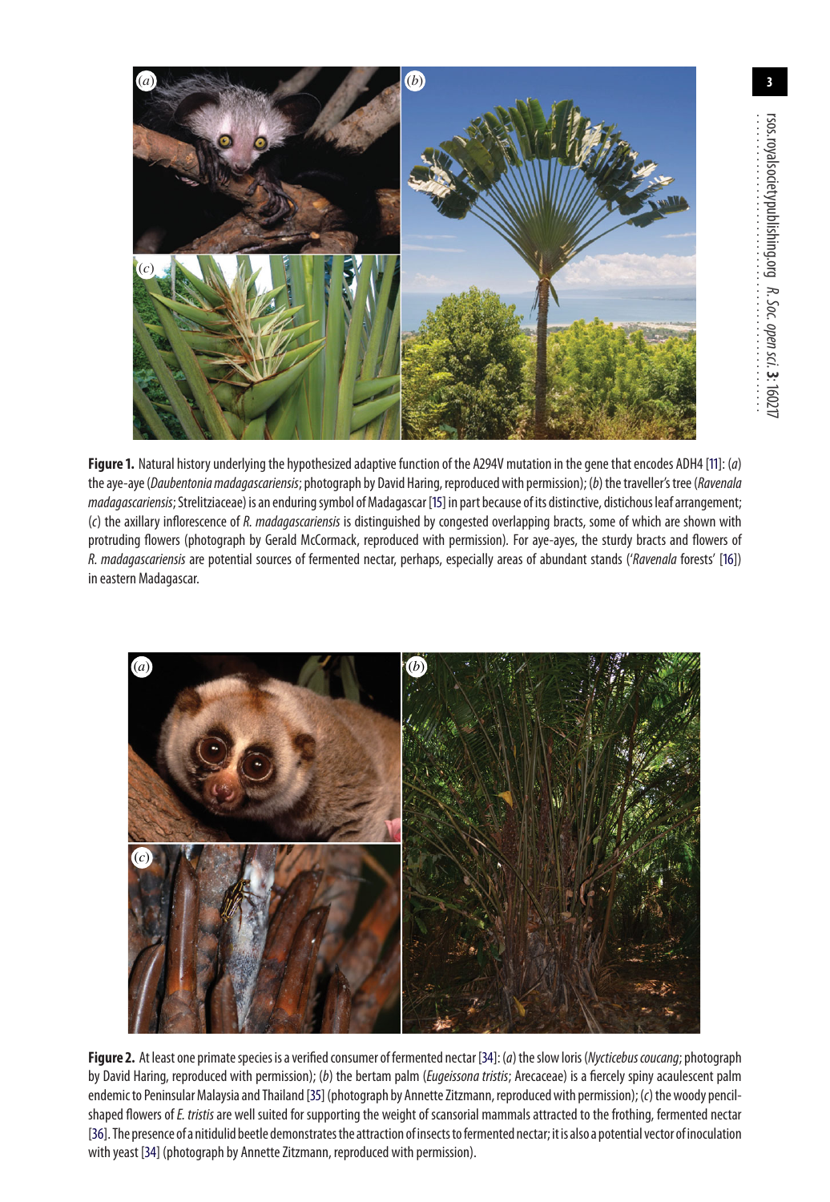**Figure 1.** Natural history underlying the hypothesized adaptive function of the A294V mutation in the gene that encodes ADH4 [11]: (*a*) the aye-aye (*Daubentonia madagascariensis*; photograph by David Haring, reproduced with permission); (*b*) the traveller's tree (*Ravenala madagascariensis*; Strelitziaceae) is an enduring symbol of Madagascar [15] in part because of its distinctive, distichous leaf arrangement; (*c*) the axillary inflorescence of *R. madagascariensis* is distinguished by congested overlapping bracts, some of which are shown with protruding flowers (photograph by Gerald McCormack, reproduced with permission). For aye-ayes, the sturdy bracts and flowers of *R. madagascariensis* are potential sources of fermented nectar, perhaps, especially areas of abundant stands ('*Ravenala* forests' [16]) in eastern Madagascar.

**Figure 2.** At least one primate species is a verified consumer of fermented nectar [34]: (*a*) the slow loris (*Nycticebus coucang*; photograph by David Haring, reproduced with permission); (*b*) the bertam palm (*Eugeissona tristis*; Arecaceae) is a fiercely spiny acaulescent palm endemic to Peninsular Malaysia and Thailand [35] (photograph by Annette Zitzmann, reproduced with permission); (*c*) the woody pencil-shaped flowers of *E. tristis* are well suited for supporting the weight of scansorial mammals attracted to the frothing, fermented nectar [36]. The presence of a nitidulid beetle demonstrates the attraction of insects to fermented nectar; it is also a potential vector of inoculation with yeast [34] (photograph by Annette Zitzmann, reproduced with permission).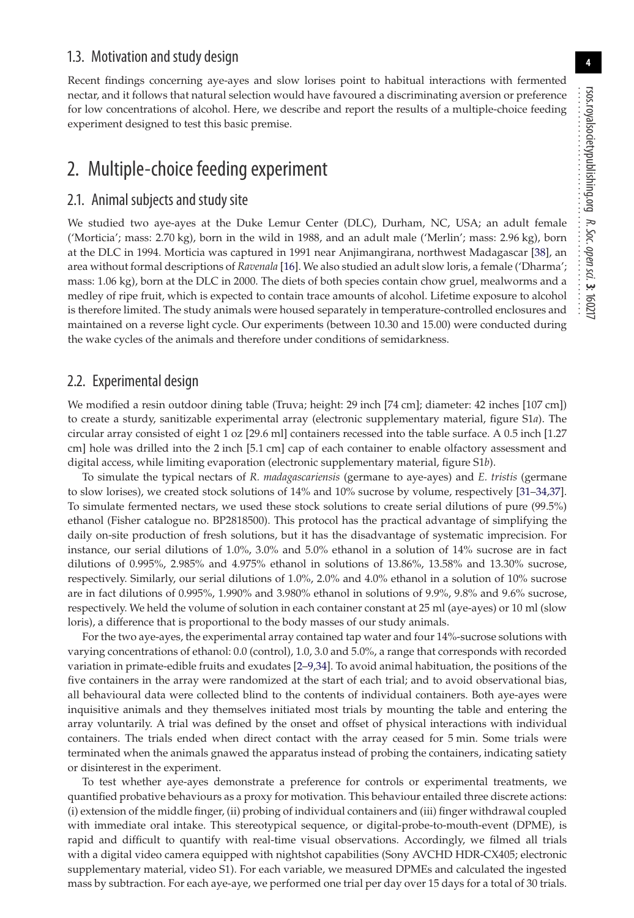## 1.3. Motivation and study design

Recent findings concerning aye-ayes and slow lorises point to habitual interactions with fermented nectar, and it follows that natural selection would have favoured a discriminating aversion or preference for low concentrations of alcohol. Here, we describe and report the results of a multiple-choice feeding experiment designed to test this basic premise.

# 2. Multiple-choice feeding experiment

## 2.1. Animal subjects and study site

We studied two aye-ayes at the Duke Lemur Center (DLC), Durham, NC, USA; an adult female ('Morticia'; mass: 2.70 kg), born in the wild in 1988, and an adult male ('Merlin'; mass: 2.96 kg), born at the DLC in 1994. Morticia was captured in 1991 near Anjimangirana, northwest Madagascar [38], an area without formal descriptions of *Ravenala* [16]. We also studied an adult slow loris, a female ('Dharma'; mass: 1.06 kg), born at the DLC in 2000. The diets of both species contain chow gruel, mealworms and a medley of ripe fruit, which is expected to contain trace amounts of alcohol. Lifetime exposure to alcohol is therefore limited. The study animals were housed separately in temperature-controlled enclosures and maintained on a reverse light cycle. Our experiments (between 10.30 and 15.00) were conducted during the wake cycles of the animals and therefore under conditions of semidarkness.

## 2.2. Experimental design

We modified a resin outdoor dining table (Truva; height: 29 inch [74 cm]; diameter: 42 inches [107 cm]) to create a sturdy, sanitizable experimental array (electronic supplementary material, figure S1*a*). The circular array consisted of eight 1 oz [29.6 ml] containers recessed into the table surface. A 0.5 inch [1.27 cm] hole was drilled into the 2 inch [5.1 cm] cap of each container to enable olfactory assessment and digital access, while limiting evaporation (electronic supplementary material, figure S1*b*).

To simulate the typical nectars of *R. madagascariensis* (germane to aye-ayes) and *E. tristis* (germane to slow lorises), we created stock solutions of 14% and 10% sucrose by volume, respectively [31–34,37]. To simulate fermented nectars, we used these stock solutions to create serial dilutions of pure (99.5%) ethanol (Fisher catalogue no. BP2818500). This protocol has the practical advantage of simplifying the daily on-site production of fresh solutions, but it has the disadvantage of systematic imprecision. For instance, our serial dilutions of 1.0%, 3.0% and 5.0% ethanol in a solution of 14% sucrose are in fact dilutions of 0.995%, 2.985% and 4.975% ethanol in solutions of 13.86%, 13.58% and 13.30% sucrose, respectively. Similarly, our serial dilutions of 1.0%, 2.0% and 4.0% ethanol in a solution of 10% sucrose are in fact dilutions of 0.995%, 1.990% and 3.980% ethanol in solutions of 9.9%, 9.8% and 9.6% sucrose, respectively. We held the volume of solution in each container constant at 25 ml (aye-ayes) or 10 ml (slow loris), a difference that is proportional to the body masses of our study animals.

For the two aye-ayes, the experimental array contained tap water and four 14%-sucrose solutions with varying concentrations of ethanol: 0.0 (control), 1.0, 3.0 and 5.0%, a range that corresponds with recorded variation in primate-edible fruits and exudates [2–9,34]. To avoid animal habituation, the positions of the five containers in the array were randomized at the start of each trial; and to avoid observational bias, all behavioural data were collected blind to the contents of individual containers. Both aye-ayes were inquisitive animals and they themselves initiated most trials by mounting the table and entering the array voluntarily. A trial was defined by the onset and offset of physical interactions with individual containers. The trials ended when direct contact with the array ceased for 5 min. Some trials were terminated when the animals gnawed the apparatus instead of probing the containers, indicating satiety or disinterest in the experiment.

To test whether aye-ayes demonstrate a preference for controls or experimental treatments, we quantified probative behaviours as a proxy for motivation. This behaviour entailed three discrete actions: (i) extension of the middle finger, (ii) probing of individual containers and (iii) finger withdrawal coupled with immediate oral intake. This stereotypical sequence, or digital-probe-to-mouth-event (DPME), is rapid and difficult to quantify with real-time visual observations. Accordingly, we filmed all trials with a digital video camera equipped with nightshot capabilities (Sony AVCHD HDR-CX405; electronic supplementary material, video S1). For each variable, we measured DPMEs and calculated the ingested mass by subtraction. For each aye-aye, we performed one trial per day over 15 days for a total of 30 trials.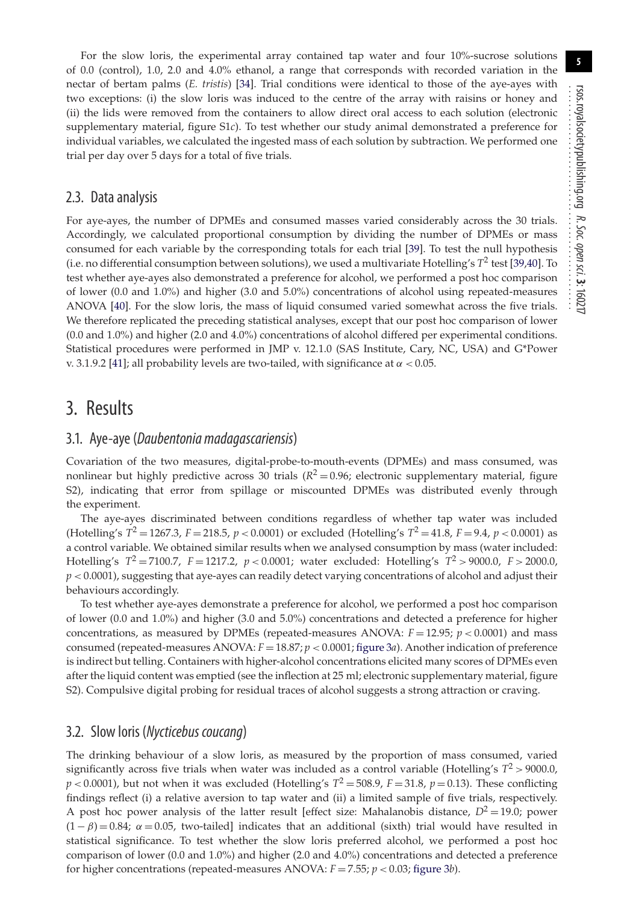For the slow loris, the experimental array contained tap water and four 10%-sucrose solutions of 0.0 (control), 1.0, 2.0 and 4.0% ethanol, a range that corresponds with recorded variation in the nectar of bertam palms (*E. tristis*) [34]. Trial conditions were identical to those of the aye-ayes with two exceptions: (i) the slow loris was induced to the centre of the array with raisins or honey and (ii) the lids were removed from the containers to allow direct oral access to each solution (electronic supplementary material, figure S1*c*). To test whether our study animal demonstrated a preference for individual variables, we calculated the ingested mass of each solution by subtraction. We performed one trial per day over 5 days for a total of five trials.

## 2.3. Data analysis

For aye-ayes, the number of DPMEs and consumed masses varied considerably across the 30 trials. Accordingly, we calculated proportional consumption by dividing the number of DPMEs or mass consumed for each variable by the corresponding totals for each trial [39]. To test the null hypothesis (i.e. no differential consumption between solutions), we used a multivariate Hotelling's $T^2$ test [39,40]. To test whether aye-ayes also demonstrated a preference for alcohol, we performed a post hoc comparison of lower (0.0 and 1.0%) and higher (3.0 and 5.0%) concentrations of alcohol using repeated-measures ANOVA [40]. For the slow loris, the mass of liquid consumed varied somewhat across the five trials. We therefore replicated the preceding statistical analyses, except that our post hoc comparison of lower (0.0 and 1.0%) and higher (2.0 and 4.0%) concentrations of alcohol differed per experimental conditions. Statistical procedures were performed in JMP v. 12.1.0 (SAS Institute, Cary, NC, USA) and G*Power v. 3.1.9.2 [41]; all probability levels are two-tailed, with significance at $\alpha < 0.05$.

# 3. Results

## 3.1. Aye-aye (*Daubentonia madagascariensis*)

Covariation of the two measures, digital-probe-to-mouth-events (DPMEs) and mass consumed, was nonlinear but highly predictive across 30 trials ($R^2 = 0.96$; electronic supplementary material, figure S2), indicating that error from spillage or miscounted DPMEs was distributed evenly through the experiment.

The aye-ayes discriminated between conditions regardless of whether tap water was included (Hotelling's $T^2 = 1267.3$, $F = 218.5$, $p < 0.0001$) or excluded (Hotelling's $T^2 = 41.8$, $F = 9.4$, $p < 0.0001$) as a control variable. We obtained similar results when we analysed consumption by mass (water included: Hotelling's $T^2 = 7100.7$, $F = 1217.2$, $p < 0.0001$; water excluded: Hotelling's $T^2 > 9000.0$, $F > 2000.0$, $p < 0.0001$), suggesting that aye-ayes can readily detect varying concentrations of alcohol and adjust their behaviours accordingly.

To test whether aye-ayes demonstrate a preference for alcohol, we performed a post hoc comparison of lower (0.0 and 1.0%) and higher (3.0 and 5.0%) concentrations and detected a preference for higher concentrations, as measured by DPMEs (repeated-measures ANOVA: $F = 12.95$; $p < 0.0001$) and mass consumed (repeated-measures ANOVA: $F = 18.87$; $p < 0.0001$; figure 3*a*). Another indication of preference is indirect but telling. Containers with higher-alcohol concentrations elicited many scores of DPMEs even after the liquid content was emptied (see the inflection at 25 ml; electronic supplementary material, figure S2). Compulsive digital probing for residual traces of alcohol suggests a strong attraction or craving.

## 3.2. Slow loris (*Nycticebus coucang*)

The drinking behaviour of a slow loris, as measured by the proportion of mass consumed, varied significantly across five trials when water was included as a control variable (Hotelling's $T^2 > 9000.0$, $p < 0.0001$), but not when it was excluded (Hotelling's $T^2 = 508.9$, $F = 31.8$, $p = 0.13$). These conflicting findings reflect (i) a relative aversion to tap water and (ii) a limited sample of five trials, respectively. A post hoc power analysis of the latter result [effect size: Mahalanobis distance, $D^2 = 19.0$; power $(1 - \beta) = 0.84$; $\alpha = 0.05$, two-tailed] indicates that an additional (sixth) trial would have resulted in statistical significance. To test whether the slow loris preferred alcohol, we performed a post hoc comparison of lower (0.0 and 1.0%) and higher (2.0 and 4.0%) concentrations and detected a preference for higher concentrations (repeated-measures ANOVA: $F = 7.55$; $p < 0.03$; figure 3*b*).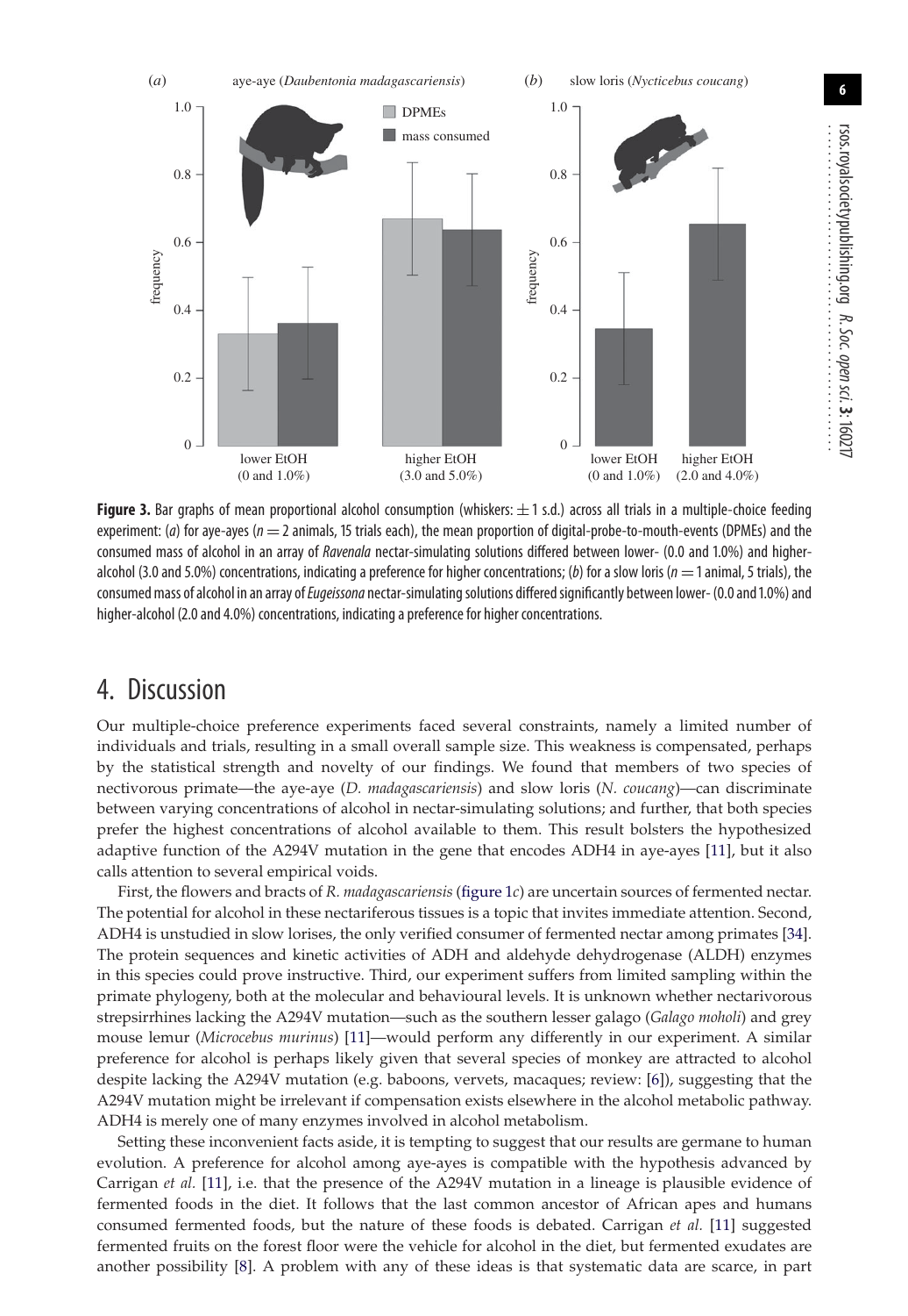**Figure 3.** Bar graphs of mean proportional alcohol consumption (whiskers: ± 1 s.d.) across all trials in a multiple-choice feeding experiment: (*a*) for aye-ayes ($n = 2$ animals, 15 trials each), the mean proportion of digital-probe-to-mouth-events (DPMEs) and the consumed mass of alcohol in an array of *Ravenala* nectar-simulating solutions differed between lower- (0.0 and 1.0%) and higher-alcohol (3.0 and 5.0%) concentrations, indicating a preference for higher concentrations; (*b*) for a slow loris ($n = 1$ animal, 5 trials), the consumed mass of alcohol in an array of *Eugeissona* nectar-simulating solutions differed significantly between lower- (0.0 and 1.0%) and higher-alcohol (2.0 and 4.0%) concentrations, indicating a preference for higher concentrations.

## 4. Discussion

Our multiple-choice preference experiments faced several constraints, namely a limited number of individuals and trials, resulting in a small overall sample size. This weakness is compensated, perhaps by the statistical strength and novelty of our findings. We found that members of two species of nectivorous primate—the aye-aye (*D. madagascariensis*) and slow loris (*N. coucang*)—can discriminate between varying concentrations of alcohol in nectar-simulating solutions; and further, that both species prefer the highest concentrations of alcohol available to them. This result bolsters the hypothesized adaptive function of the A294V mutation in the gene that encodes ADH4 in aye-ayes [11], but it also calls attention to several empirical voids.

First, the flowers and bracts of *R. madagascariensis* (figure 1*c*) are uncertain sources of fermented nectar. The potential for alcohol in these nectariferous tissues is a topic that invites immediate attention. Second, ADH4 is unstudied in slow lorises, the only verified consumer of fermented nectar among primates [34]. The protein sequences and kinetic activities of ADH and aldehyde dehydrogenase (ALDH) enzymes in this species could prove instructive. Third, our experiment suffers from limited sampling within the primate phylogeny, both at the molecular and behavioural levels. It is unknown whether nectarivorous strepsirrhines lacking the A294V mutation—such as the southern lesser galago (*Galago moholi*) and grey mouse lemur (*Microcebus murinus*) [11]—would perform any differently in our experiment. A similar preference for alcohol is perhaps likely given that several species of monkey are attracted to alcohol despite lacking the A294V mutation (e.g. baboons, vervets, macaques; review: [6]), suggesting that the A294V mutation might be irrelevant if compensation exists elsewhere in the alcohol metabolic pathway. ADH4 is merely one of many enzymes involved in alcohol metabolism.

Setting these inconvenient facts aside, it is tempting to suggest that our results are germane to human evolution. A preference for alcohol among aye-ayes is compatible with the hypothesis advanced by Carrigan *et al.* [11], i.e. that the presence of the A294V mutation in a lineage is plausible evidence of fermented foods in the diet. It follows that the last common ancestor of African apes and humans consumed fermented foods, but the nature of these foods is debated. Carrigan *et al.* [11] suggested fermented fruits on the forest floor were the vehicle for alcohol in the diet, but fermented exudates are another possibility [8]. A problem with any of these ideas is that systematic data are scarce, in part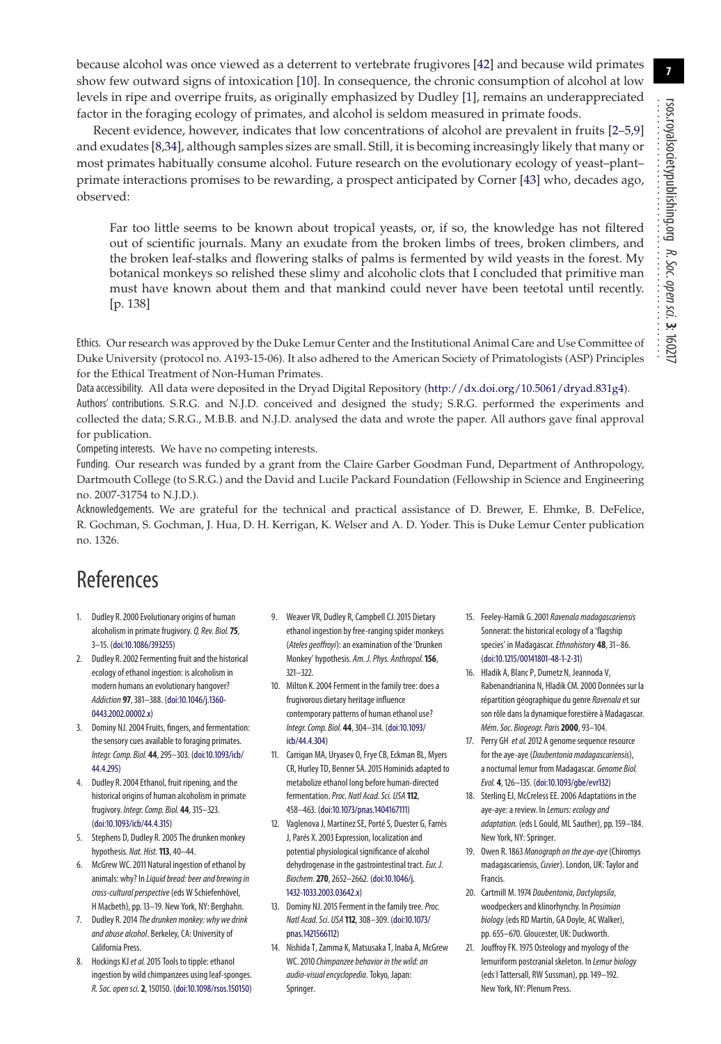because alcohol was once viewed as a deterrent to vertebrate frugivores [42] and because wild primates show few outward signs of intoxication [10]. In consequence, the chronic consumption of alcohol at low levels in ripe and overripe fruits, as originally emphasized by Dudley [1], remains an underappreciated factor in the foraging ecology of primates, and alcohol is seldom measured in primate foods.

Recent evidence, however, indicates that low concentrations of alcohol are prevalent in fruits [2–5,9] and exudates [8,34], although samples sizes are small. Still, it is becoming increasingly likely that many or most primates habitually consume alcohol. Future research on the evolutionary ecology of yeast–plant–primate interactions promises to be rewarding, a prospect anticipated by Corner [43] who, decades ago, observed:

> Far too little seems to be known about tropical yeasts, or, if so, the knowledge has not filtered out of scientific journals. Many an exudate from the broken limbs of trees, broken climbers, and the broken leaf-stalks and flowering stalks of palms is fermented by wild yeasts in the forest. My botanical monkeys so relished these slimy and alcoholic clots that I concluded that primitive man must have known about them and that mankind could never have been teetotal until recently. [p. 138]

Ethics. Our research was approved by the Duke Lemur Center and the Institutional Animal Care and Use Committee of Duke University (protocol no. A193-15-06). It also adhered to the American Society of Primatologists (ASP) Principles for the Ethical Treatment of Non-Human Primates.

Data accessibility. All data were deposited in the Dryad Digital Repository (http://dx.doi.org/10.5061/dryad.831g4).

Authors' contributions. S.R.G. and N.J.D. conceived and designed the study; S.R.G. performed the experiments and collected the data; S.R.G., M.B.B. and N.J.D. analysed the data and wrote the paper. All authors gave final approval for publication.

Competing interests. We have no competing interests.

Funding. Our research was funded by a grant from the Claire Garber Goodman Fund, Department of Anthropology, Dartmouth College (to S.R.G.) and the David and Lucile Packard Foundation (Fellowship in Science and Engineering no. 2007-31754 to N.J.D.).

Acknowledgements. We are grateful for the technical and practical assistance of D. Brewer, E. Ehmke, B. DeFelice, R. Gochman, S. Gochman, J. Hua, D. H. Kerrigan, K. Welser and A. D. Yoder. This is Duke Lemur Center publication no. 1326.

# References

1. Dudley R. 2000 Evolutionary origins of human alcoholism in primate frugivory. *Q. Rev. Biol.* **75**, 3–15. (doi:10.1086/393255)
2. Dudley R. 2002 Fermenting fruit and the historical ecology of ethanol ingestion: is alcoholism in modern humans an evolutionary hangover? *Addiction* **97**, 381–388. (doi:10.1046/j.1360-0443.2002.00002.x)
3. Dominy NJ. 2004 Fruits, fingers, and fermentation: the sensory cues available to foraging primates. *Integr. Comp. Biol.* **44**, 295–303. (doi:10.1093/icb/44.4.295)
4. Dudley R. 2004 Ethanol, fruit ripening, and the historical origins of human alcoholism in primate frugivory. *Integr. Comp. Biol.* **44**, 315–323. (doi:10.1093/icb/44.4.315)
5. Stephens D, Dudley R. 2005 The drunken monkey hypothesis. *Nat. Hist.* **113**, 40–44.
6. McGrew WC. 2011 Natural ingestion of ethanol by animals: why? In *Liquid bread: beer and brewing in cross-cultural perspective* (eds W Schiefenhövel, H Macbeth), pp. 13–19. New York, NY: Berghahn.
7. Dudley R. 2014 *The drunken monkey: why we drink and abuse alcohol*. Berkeley, CA: University of California Press.
8. Hockings KJ *et al.* 2015 Tools to tipple: ethanol ingestion by wild chimpanzees using leaf-sponges. *R. Soc. open sci.* **2**, 150150. (doi:10.1098/rsos.150150)
9. Weaver VR, Dudley R, Campbell CJ. 2015 Dietary ethanol ingestion by free-ranging spider monkeys (*Ateles geoffroyi*): an examination of the 'Drunken Monkey' hypothesis. *Am. J. Phys. Anthropol.* **156**, 321–322.
10. Milton K. 2004 Ferment in the family tree: does a frugivorous dietary heritage influence contemporary patterns of human ethanol use? *Integr. Comp. Biol.* **44**, 304–314. (doi:10.1093/icb/44.4.304)
11. Carrigan MA, Uryasev O, Frye CB, Eckman BL, Myers CR, Hurley TD, Benner SA. 2015 Hominids adapted to metabolize ethanol long before human-directed fermentation. *Proc. Natl Acad. Sci. USA* **112**, 458–463. (doi:10.1073/pnas.1404167111)
12. Vaglenova J, Martínez SE, Porté S, Duester G, Farrés J, Parés X. 2003 Expression, localization and potential physiological significance of alcohol dehydrogenase in the gastrointestinal tract. *Eur. J. Biochem.* **270**, 2652–2662. (doi:10.1046/j.1432-1033.2003.03642.x)
13. Dominy NJ. 2015 Ferment in the family tree. *Proc. Natl Acad. Sci. USA* **112**, 308–309. (doi:10.1073/pnas.1421566112)
14. Nishida T, Zamma K, Matsusaka T, Inaba A, McGrew WC. 2010 *Chimpanzee behavior in the wild: an audio-visual encyclopedia*. Tokyo, Japan: Springer.
15. Feeley-Harnik G. 2001 *Ravenala madagascariensis* Sonnerat: the historical ecology of a 'flagship species' in Madagascar. *Ethnohistory* **48**, 31–86. (doi:10.1215/00141801-48-1-2-31)
16. Hladik A, Blanc P, Dumetz N, Jeannoda V, Rabenandrianina N, Hladik CM. 2000 Données sur la répartition géographique du genre *Ravenala* et sur son rôle dans la dynamique forestière à Madagascar. *Mém. Soc. Biogeogr. Paris* **2000**, 93–104.
17. Perry GH *et al.* 2012 A genome sequence resource for the aye-aye (*Daubentonia madagascariensis*), a nocturnal lemur from Madagascar. *Genome Biol. Evol.* **4**, 126–135. (doi:10.1093/gbe/evr132)
18. Sterling EJ, McCreless EE. 2006 Adaptations in the aye-aye: a review. In *Lemurs: ecology and adaptation*. (eds L Gould, ML Sauther), pp. 159–184. New York, NY: Springer.
19. Owen R. 1863 *Monograph on the aye-aye* (Chiromys madagascariensis, *Cuvier*). London, UK: Taylor and Francis.
20. Cartmill M. 1974 *Daubentonia*, *Dactylopsila*, woodpeckers and klinorhynchy. In *Prosimian biology* (eds RD Martin, GA Doyle, AC Walker), pp. 655–670. Gloucester, UK: Duckworth.
21. Jouffroy FK. 1975 Osteology and myology of the lemuriform postcranial skeleton. In *Lemur biology* (eds I Tattersall, RW Sussman), pp. 149–192. New York, NY: Plenum Press.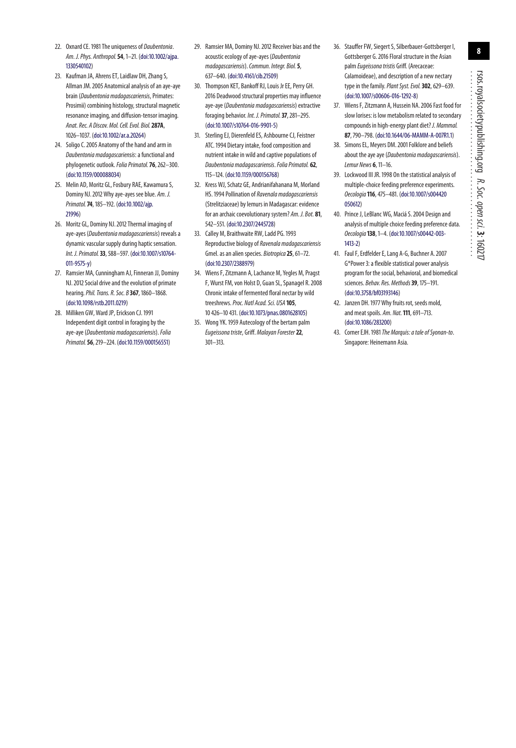22. Oxnard CE. 1981 The uniqueness of *Daubentonia*. *Am. J. Phys. Anthropol.* **54**, 1–21. (doi:10.1002/ajpa.1330540102)
23. Kaufman JA, Ahrens ET, Laidlaw DH, Zhang S, Allman JM. 2005 Anatomical analysis of an aye-aye brain (*Daubentonia madagascariensis*, Primates: Prosimii) combining histology, structural magnetic resonance imaging, and diffusion-tensor imaging. *Anat. Rec. A Discov. Mol. Cell. Evol. Biol.* **287A**, 1026–1037. (doi:10.1002/ar.a.20264)
24. Soligo C. 2005 Anatomy of the hand and arm in *Daubentonia madagascariensis*: a functional and phylogenetic outlook. *Folia Primatol.* **76**, 262–300. (doi:10.1159/000088034)
25. Melin AD, Moritz GL, Fosbury RAE, Kawamura S, Dominy NJ. 2012 Why aye-ayes see blue. *Am. J. Primatol.* **74**, 185–192. (doi:10.1002/ajp.21996)
26. Moritz GL, Dominy NJ. 2012 Thermal imaging of aye-ayes (*Daubentonia madagascariensis*) reveals a dynamic vascular supply during haptic sensation. *Int. J. Primatol.* **33**, 588–597. (doi:10.1007/s10764-011-9575-y)
27. Ramsier MA, Cunningham AJ, Finneran JJ, Dominy NJ. 2012 Social drive and the evolution of primate hearing. *Phil. Trans. R. Soc. B* **367**, 1860–1868. (doi:10.1098/rstb.2011.0219)
28. Milliken GW, Ward JP, Erickson CJ. 1991 Independent digit control in foraging by the aye-aye (*Daubentonia madagascariensis*). *Folia Primatol.* **56**, 219–224. (doi:10.1159/000156551)
29. Ramsier MA, Dominy NJ. 2012 Receiver bias and the acoustic ecology of aye-ayes (*Daubentonia madagascariensis*). *Commun. Integr. Biol.* **5**, 637–640. (doi:10.4161/cib.21509)
30. Thompson KET, Bankoff RJ, Louis Jr EE, Perry GH. 2016 Deadwood structural properties may influence aye-aye (*Daubentonia madagascariensis*) extractive foraging behavior. *Int. J. Primatol.* **37**, 281–295. (doi:10.1007/s10764-016-9901-5)
31. Sterling EJ, Dierenfeld ES, Ashbourne CJ, Feistner ATC. 1994 Dietary intake, food composition and nutrient intake in wild and captive populations of *Daubentonia madagascariensis*. *Folia Primatol.* **62**, 115–124. (doi:10.1159/000156768)
32. Kress WJ, Schatz GE, Andrianifahanana M, Morland HS. 1994 Pollination of *Ravenala madagascariensis* (Strelitziaceae) by lemurs in Madagascar: evidence for an archaic coevolutionary system? *Am. J. Bot.* **81**, 542–551. (doi:10.2307/2445728)
33. Calley M, Braithwaite RW, Ladd PG. 1993 Reproductive biology of *Ravenala madagascariensis* Gmel. as an alien species. *Biotropica* **25**, 61–72. (doi:10.2307/2388979)
34. Wiens F, Zitzmann A, Lachance M, Yegles M, Pragst F, Wurst FM, von Holst D, Guan SL, Spanagel R. 2008 Chronic intake of fermented floral nectar by wild treeshrews. *Proc. Natl Acad. Sci. USA* **105**, 10 426–10 431. (doi:10.1073/pnas.0801628105)
35. Wong YK. 1959 Autecology of the bertam palm *Eugeissona triste*, Griff. *Malayan Forester* **22**, 301–313.
36. Stauffer FW, Siegert S, Silberbauer-Gottsberger I, Gottsberger G. 2016 Floral structure in the Asian palm *Eugeissona tristis* Griff. (Arecaceae: Calamoideae), and description of a new nectary type in the family. *Plant Syst. Evol.* **302**, 629–639. (doi:10.1007/s00606-016-1292-8)
37. Wiens F, Zitzmann A, Hussein NA. 2006 Fast food for slow lorises: is low metabolism related to secondary compounds in high-energy plant diet? *J. Mammal.* **87**, 790–798. (doi:10.1644/06-MAMM-A-007R1.1)
38. Simons EL, Meyers DM. 2001 Folklore and beliefs about the aye aye (*Daubentonia madagascariensis*). *Lemur News* **6**, 11–16.
39. Lockwood III JR. 1998 On the statistical analysis of multiple-choice feeding preference experiments. *Oecologia* **116**, 475–481. (doi:10.1007/s004420050612)
40. Prince J, LeBlanc WG, Maciá S. 2004 Design and analysis of multiple choice feeding preference data. *Oecologia* **138**, 1–4. (doi:10.1007/s00442-003-1413-2)
41. Faul F, Erdfelder E, Lang A-G, Buchner A. 2007 G*Power 3: a flexible statistical power analysis program for the social, behavioral, and biomedical sciences. *Behav. Res. Methods* **39**, 175–191. (doi:10.3758/bf03193146)
42. Janzen DH. 1977 Why fruits rot, seeds mold, and meat spoils. *Am. Nat.* **111**, 691–713. (doi:10.1086/283200)
43. Corner EJH. 1981 *The Marquis: a tale of Syonan-to*. Singapore: Heinemann Asia.